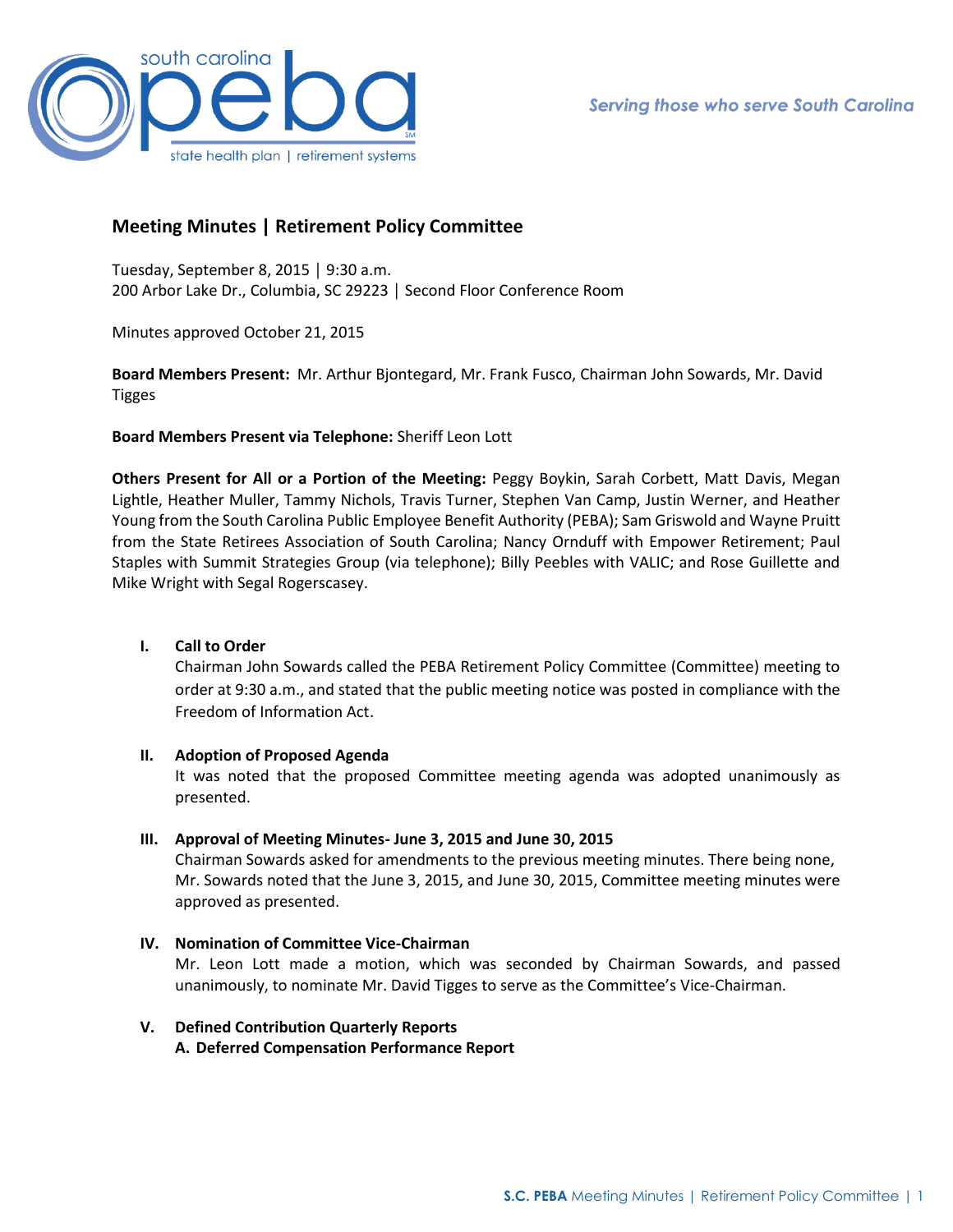# Meeting Minutes | Retirement Policy Committee

Tuesday, September 8, 2015 │ 9:30 a.m.
200 Arbor Lake Dr., Columbia, SC 29223 │ Second Floor Conference Room

Minutes approved October 21, 2015

**Board Members Present:** Mr. Arthur Bjontegard, Mr. Frank Fusco, Chairman John Sowards, Mr. David Tigges

**Board Members Present via Telephone:** Sheriff Leon Lott

**Others Present for All or a Portion of the Meeting:** Peggy Boykin, Sarah Corbett, Matt Davis, Megan Lightle, Heather Muller, Tammy Nichols, Travis Turner, Stephen Van Camp, Justin Werner, and Heather Young from the South Carolina Public Employee Benefit Authority (PEBA); Sam Griswold and Wayne Pruitt from the State Retirees Association of South Carolina; Nancy Ornduff with Empower Retirement; Paul Staples with Summit Strategies Group (via telephone); Billy Peebles with VALIC; and Rose Guillette and Mike Wright with Segal Rogerscasey.

## I. Call to Order

Chairman John Sowards called the PEBA Retirement Policy Committee (Committee) meeting to order at 9:30 a.m., and stated that the public meeting notice was posted in compliance with the Freedom of Information Act.

## II. Adoption of Proposed Agenda

It was noted that the proposed Committee meeting agenda was adopted unanimously as presented.

## III. Approval of Meeting Minutes- June 3, 2015 and June 30, 2015

Chairman Sowards asked for amendments to the previous meeting minutes. There being none, Mr. Sowards noted that the June 3, 2015, and June 30, 2015, Committee meeting minutes were approved as presented.

## IV. Nomination of Committee Vice-Chairman

Mr. Leon Lott made a motion, which was seconded by Chairman Sowards, and passed unanimously, to nominate Mr. David Tigges to serve as the Committee's Vice-Chairman.

## V. Defined Contribution Quarterly Reports

### A. Deferred Compensation Performance Report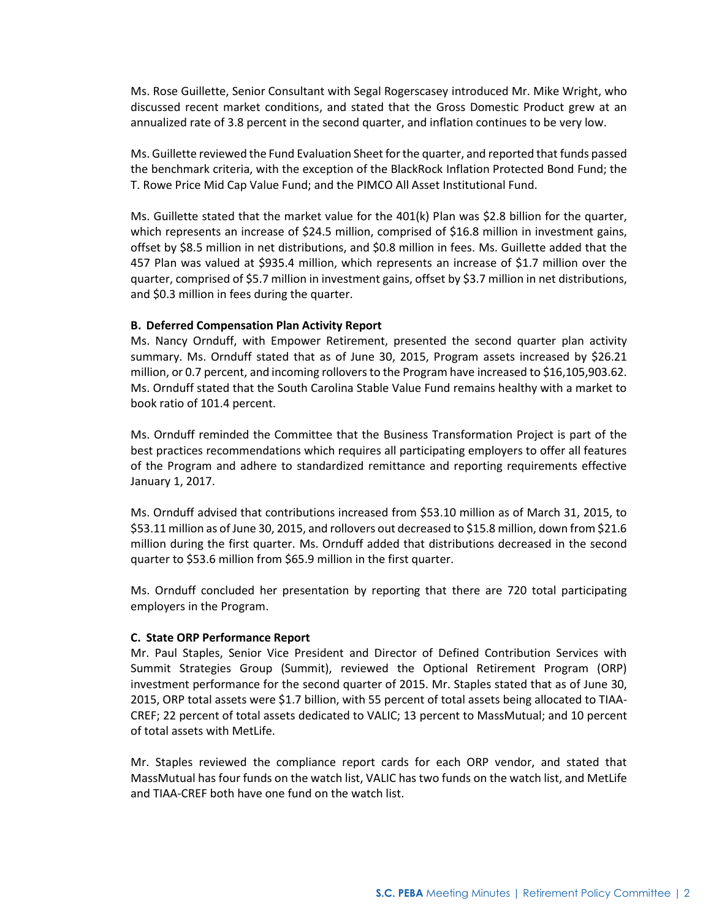Ms. Rose Guillette, Senior Consultant with Segal Rogerscasey introduced Mr. Mike Wright, who discussed recent market conditions, and stated that the Gross Domestic Product grew at an annualized rate of 3.8 percent in the second quarter, and inflation continues to be very low.

Ms. Guillette reviewed the Fund Evaluation Sheet for the quarter, and reported that funds passed the benchmark criteria, with the exception of the BlackRock Inflation Protected Bond Fund; the T. Rowe Price Mid Cap Value Fund; and the PIMCO All Asset Institutional Fund.

Ms. Guillette stated that the market value for the 401(k) Plan was $2.8 billion for the quarter, which represents an increase of $24.5 million, comprised of $16.8 million in investment gains, offset by $8.5 million in net distributions, and $0.8 million in fees. Ms. Guillette added that the 457 Plan was valued at $935.4 million, which represents an increase of $1.7 million over the quarter, comprised of $5.7 million in investment gains, offset by $3.7 million in net distributions, and $0.3 million in fees during the quarter.

**B. Deferred Compensation Plan Activity Report**

Ms. Nancy Ornduff, with Empower Retirement, presented the second quarter plan activity summary. Ms. Ornduff stated that as of June 30, 2015, Program assets increased by $26.21 million, or 0.7 percent, and incoming rollovers to the Program have increased to $16,105,903.62. Ms. Ornduff stated that the South Carolina Stable Value Fund remains healthy with a market to book ratio of 101.4 percent.

Ms. Ornduff reminded the Committee that the Business Transformation Project is part of the best practices recommendations which requires all participating employers to offer all features of the Program and adhere to standardized remittance and reporting requirements effective January 1, 2017.

Ms. Ornduff advised that contributions increased from $53.10 million as of March 31, 2015, to $53.11 million as of June 30, 2015, and rollovers out decreased to $15.8 million, down from $21.6 million during the first quarter. Ms. Ornduff added that distributions decreased in the second quarter to $53.6 million from $65.9 million in the first quarter.

Ms. Ornduff concluded her presentation by reporting that there are 720 total participating employers in the Program.

**C. State ORP Performance Report**

Mr. Paul Staples, Senior Vice President and Director of Defined Contribution Services with Summit Strategies Group (Summit), reviewed the Optional Retirement Program (ORP) investment performance for the second quarter of 2015. Mr. Staples stated that as of June 30, 2015, ORP total assets were $1.7 billion, with 55 percent of total assets being allocated to TIAA-CREF; 22 percent of total assets dedicated to VALIC; 13 percent to MassMutual; and 10 percent of total assets with MetLife.

Mr. Staples reviewed the compliance report cards for each ORP vendor, and stated that MassMutual has four funds on the watch list, VALIC has two funds on the watch list, and MetLife and TIAA-CREF both have one fund on the watch list.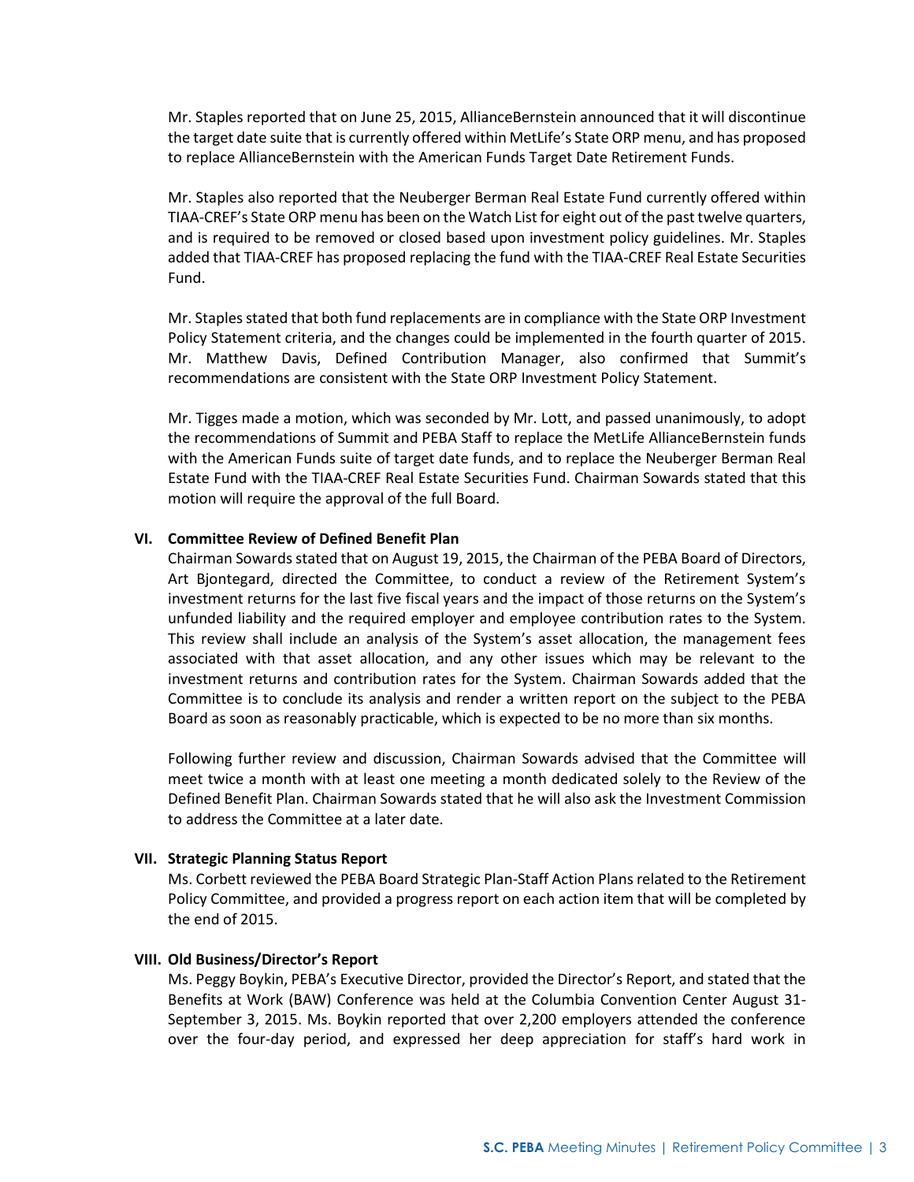Mr. Staples reported that on June 25, 2015, AllianceBernstein announced that it will discontinue the target date suite that is currently offered within MetLife's State ORP menu, and has proposed to replace AllianceBernstein with the American Funds Target Date Retirement Funds.

Mr. Staples also reported that the Neuberger Berman Real Estate Fund currently offered within TIAA-CREF's State ORP menu has been on the Watch List for eight out of the past twelve quarters, and is required to be removed or closed based upon investment policy guidelines. Mr. Staples added that TIAA-CREF has proposed replacing the fund with the TIAA-CREF Real Estate Securities Fund.

Mr. Staples stated that both fund replacements are in compliance with the State ORP Investment Policy Statement criteria, and the changes could be implemented in the fourth quarter of 2015. Mr. Matthew Davis, Defined Contribution Manager, also confirmed that Summit's recommendations are consistent with the State ORP Investment Policy Statement.

Mr. Tigges made a motion, which was seconded by Mr. Lott, and passed unanimously, to adopt the recommendations of Summit and PEBA Staff to replace the MetLife AllianceBernstein funds with the American Funds suite of target date funds, and to replace the Neuberger Berman Real Estate Fund with the TIAA-CREF Real Estate Securities Fund. Chairman Sowards stated that this motion will require the approval of the full Board.

## VI. Committee Review of Defined Benefit Plan

Chairman Sowards stated that on August 19, 2015, the Chairman of the PEBA Board of Directors, Art Bjontegard, directed the Committee, to conduct a review of the Retirement System's investment returns for the last five fiscal years and the impact of those returns on the System's unfunded liability and the required employer and employee contribution rates to the System. This review shall include an analysis of the System's asset allocation, the management fees associated with that asset allocation, and any other issues which may be relevant to the investment returns and contribution rates for the System. Chairman Sowards added that the Committee is to conclude its analysis and render a written report on the subject to the PEBA Board as soon as reasonably practicable, which is expected to be no more than six months.

Following further review and discussion, Chairman Sowards advised that the Committee will meet twice a month with at least one meeting a month dedicated solely to the Review of the Defined Benefit Plan. Chairman Sowards stated that he will also ask the Investment Commission to address the Committee at a later date.

## VII. Strategic Planning Status Report

Ms. Corbett reviewed the PEBA Board Strategic Plan-Staff Action Plans related to the Retirement Policy Committee, and provided a progress report on each action item that will be completed by the end of 2015.

## VIII. Old Business/Director's Report

Ms. Peggy Boykin, PEBA's Executive Director, provided the Director's Report, and stated that the Benefits at Work (BAW) Conference was held at the Columbia Convention Center August 31-September 3, 2015. Ms. Boykin reported that over 2,200 employers attended the conference over the four-day period, and expressed her deep appreciation for staff's hard work in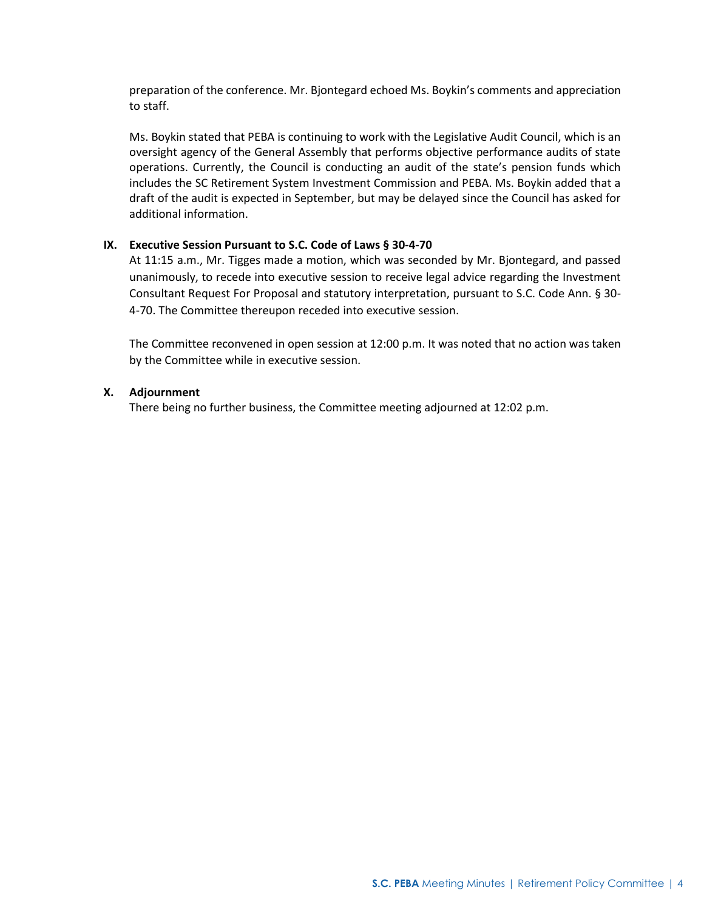preparation of the conference. Mr. Bjontegard echoed Ms. Boykin's comments and appreciation to staff.

Ms. Boykin stated that PEBA is continuing to work with the Legislative Audit Council, which is an oversight agency of the General Assembly that performs objective performance audits of state operations. Currently, the Council is conducting an audit of the state's pension funds which includes the SC Retirement System Investment Commission and PEBA. Ms. Boykin added that a draft of the audit is expected in September, but may be delayed since the Council has asked for additional information.

## IX. Executive Session Pursuant to S.C. Code of Laws § 30-4-70

At 11:15 a.m., Mr. Tigges made a motion, which was seconded by Mr. Bjontegard, and passed unanimously, to recede into executive session to receive legal advice regarding the Investment Consultant Request For Proposal and statutory interpretation, pursuant to S.C. Code Ann. § 30-4-70. The Committee thereupon receded into executive session.

The Committee reconvened in open session at 12:00 p.m. It was noted that no action was taken by the Committee while in executive session.

## X. Adjournment

There being no further business, the Committee meeting adjourned at 12:02 p.m.